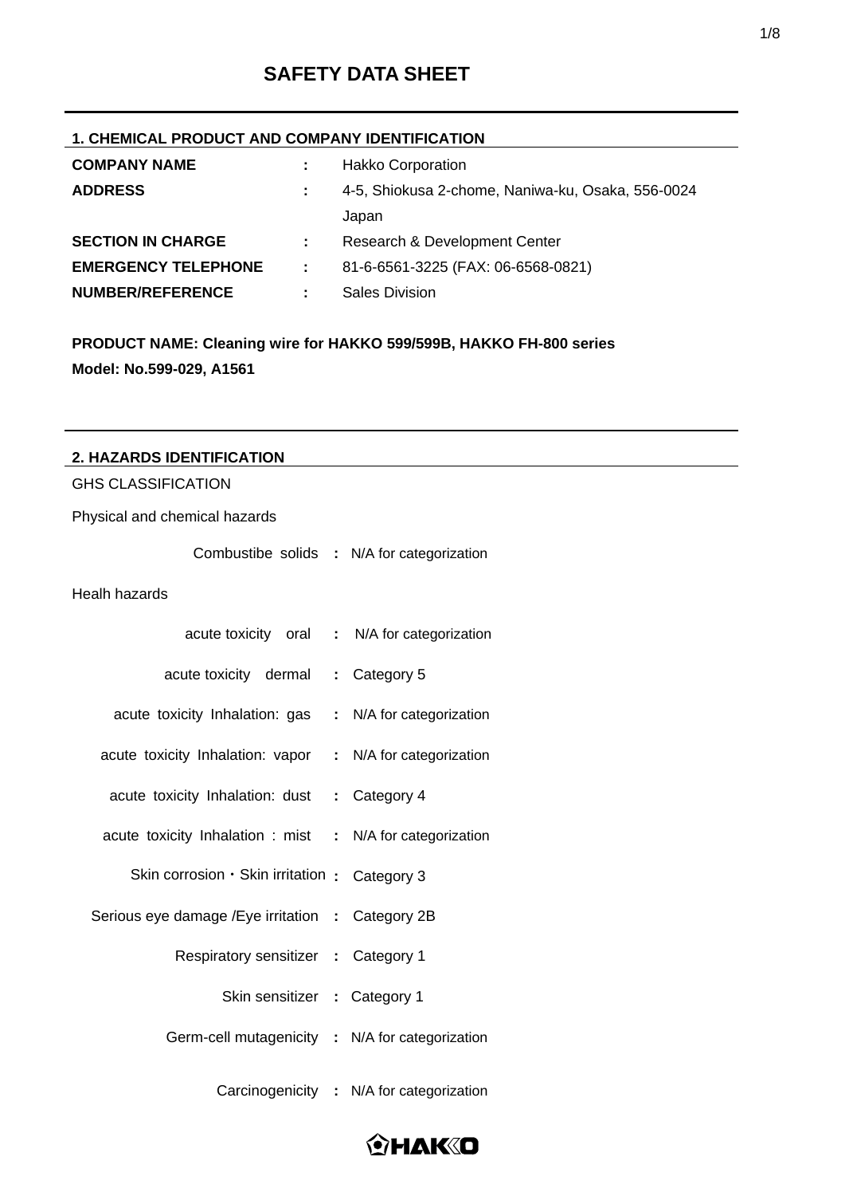# SAFETY DATA SHEET

## 1. CHEMICAL PRODUCT AND COMPANY IDENTIFICATION

| | | |
|---|---|---|
| **COMPANY NAME** | : | Hakko Corporation |
| **ADDRESS** | : | 4-5, Shiokusa 2-chome, Naniwa-ku, Osaka, 556-0024 Japan |
| **SECTION IN CHARGE** | : | Research & Development Center |
| **EMERGENCY TELEPHONE** | : | 81-6-6561-3225 (FAX: 06-6568-0821) |
| **NUMBER/REFERENCE** | : | Sales Division |

**PRODUCT NAME: Cleaning wire for HAKKO 599/599B, HAKKO FH-800 series**

**Model: No.599-029, A1561**

## 2. HAZARDS IDENTIFICATION

GHS CLASSIFICATION

Physical and chemical hazards

| | | |
|---|---|---|
| Combustibe solids | : | N/A for categorization |

Healh hazards

| | | |
|---|---|---|
| acute toxicity oral | : | N/A for categorization |
| acute toxicity dermal | : | Category 5 |
| acute toxicity Inhalation: gas | : | N/A for categorization |
| acute toxicity Inhalation: vapor | : | N/A for categorization |
| acute toxicity Inhalation: dust | : | Category 4 |
| acute toxicity Inhalation : mist | : | N/A for categorization |
| Skin corrosion・Skin irritation | : | Category 3 |
| Serious eye damage /Eye irritation | : | Category 2B |
| Respiratory sensitizer | : | Category 1 |
| Skin sensitizer | : | Category 1 |
| Germ-cell mutagenicity | : | N/A for categorization |
| Carcinogenicity | : | N/A for categorization |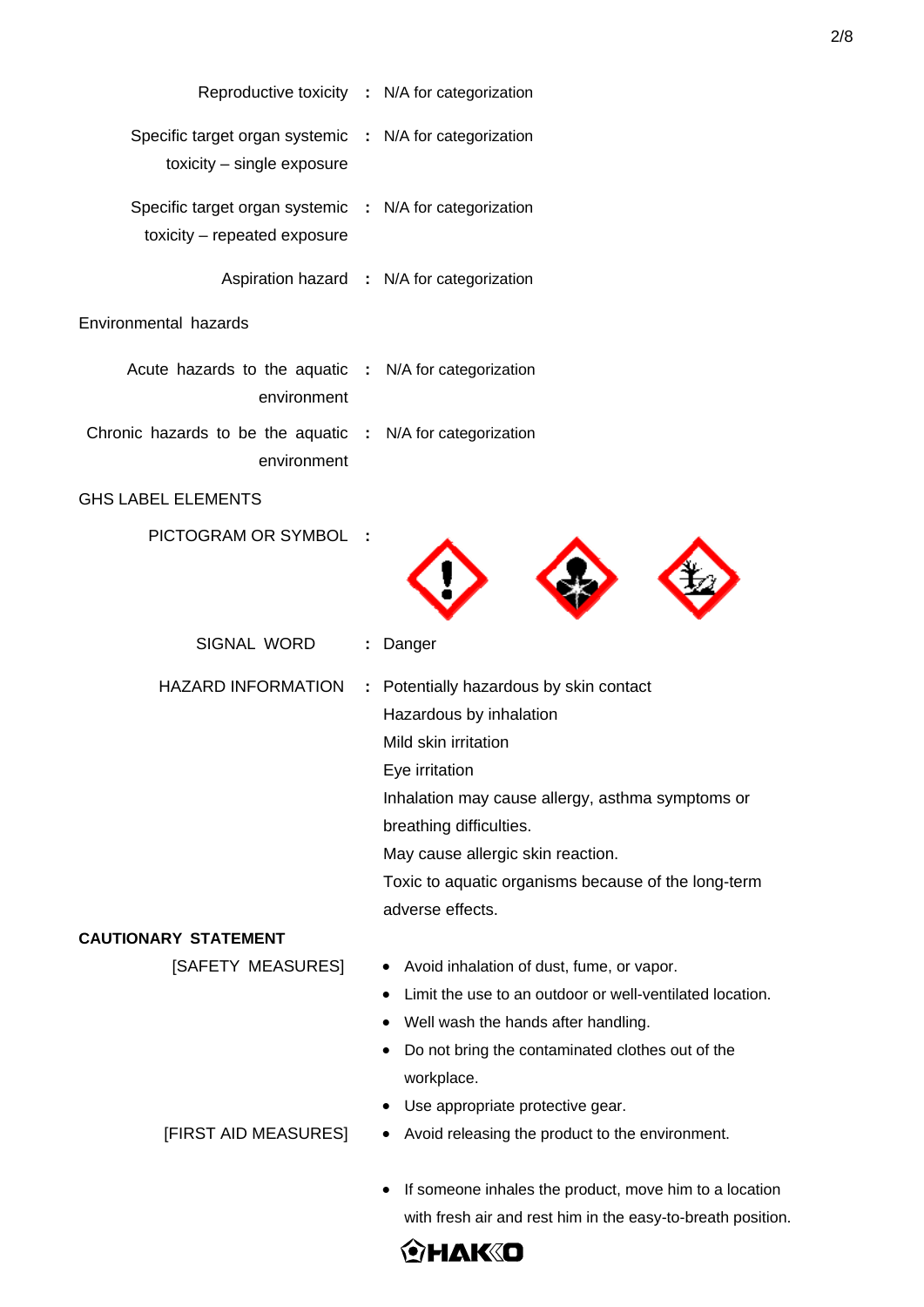Reproductive toxicity : N/A for categorization

Specific target organ systemic toxicity – single exposure : N/A for categorization

Specific target organ systemic toxicity – repeated exposure : N/A for categorization

Aspiration hazard : N/A for categorization

Environmental hazards

Acute hazards to the aquatic environment : N/A for categorization

Chronic hazards to be the aquatic environment : N/A for categorization

GHS LABEL ELEMENTS

PICTOGRAM OR SYMBOL :

SIGNAL WORD : Danger

HAZARD INFORMATION : Potentially hazardous by skin contact
Hazardous by inhalation
Mild skin irritation
Eye irritation
Inhalation may cause allergy, asthma symptoms or breathing difficulties.
May cause allergic skin reaction.
Toxic to aquatic organisms because of the long-term adverse effects.

**CAUTIONARY STATEMENT**

[SAFETY MEASURES]

- Avoid inhalation of dust, fume, or vapor.
- Limit the use to an outdoor or well-ventilated location.
- Well wash the hands after handling.
- Do not bring the contaminated clothes out of the workplace.
- Use appropriate protective gear.
- Avoid releasing the product to the environment.

[FIRST AID MEASURES]

- If someone inhales the product, move him to a location with fresh air and rest him in the easy-to-breath position.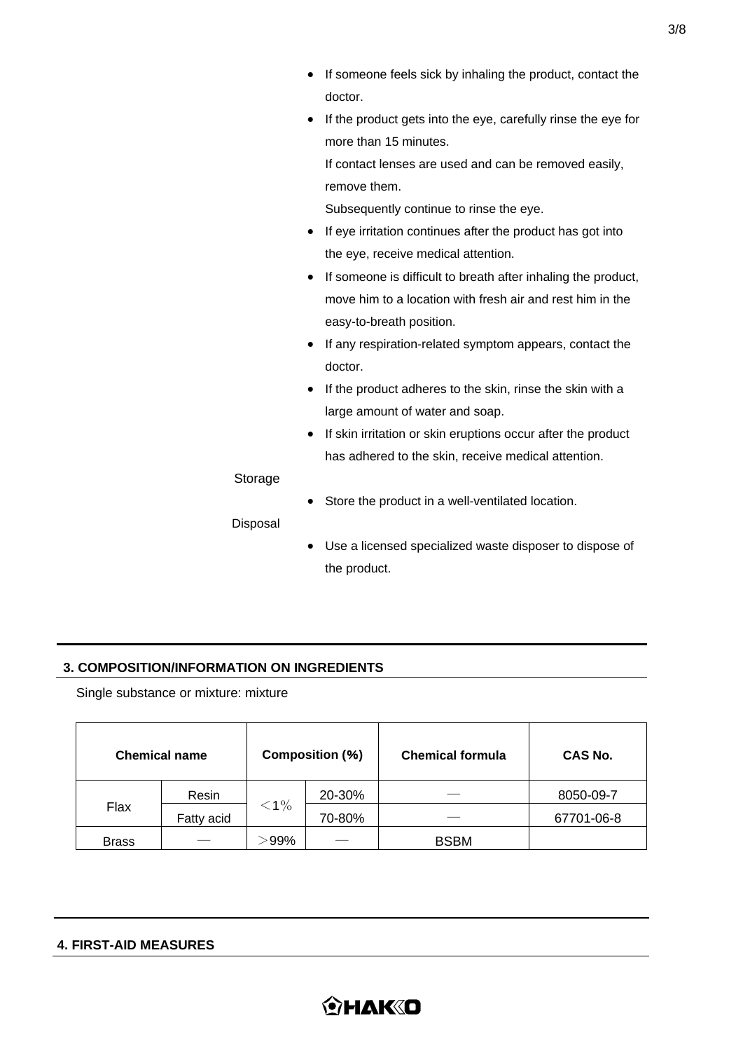- If someone feels sick by inhaling the product, contact the doctor.
- If the product gets into the eye, carefully rinse the eye for more than 15 minutes.
  If contact lenses are used and can be removed easily, remove them.
  Subsequently continue to rinse the eye.
- If eye irritation continues after the product has got into the eye, receive medical attention.
- If someone is difficult to breath after inhaling the product, move him to a location with fresh air and rest him in the easy-to-breath position.
- If any respiration-related symptom appears, contact the doctor.
- If the product adheres to the skin, rinse the skin with a large amount of water and soap.
- If skin irritation or skin eruptions occur after the product has adhered to the skin, receive medical attention.

Storage

- Store the product in a well-ventilated location.

Disposal

- Use a licensed specialized waste disposer to dispose of the product.

## 3. COMPOSITION/INFORMATION ON INGREDIENTS

Single substance or mixture: mixture

| Chemical name | | Composition (%) | | Chemical formula | CAS No. |
|---|---|---|---|---|---|
| Flax | Resin | ＜1％ | 20-30% | — | 8050-09-7 |
| | Fatty acid | | 70-80% | — | 67701-06-8 |
| Brass | — | ＞99% | — | BSBM | |

## 4. FIRST-AID MEASURES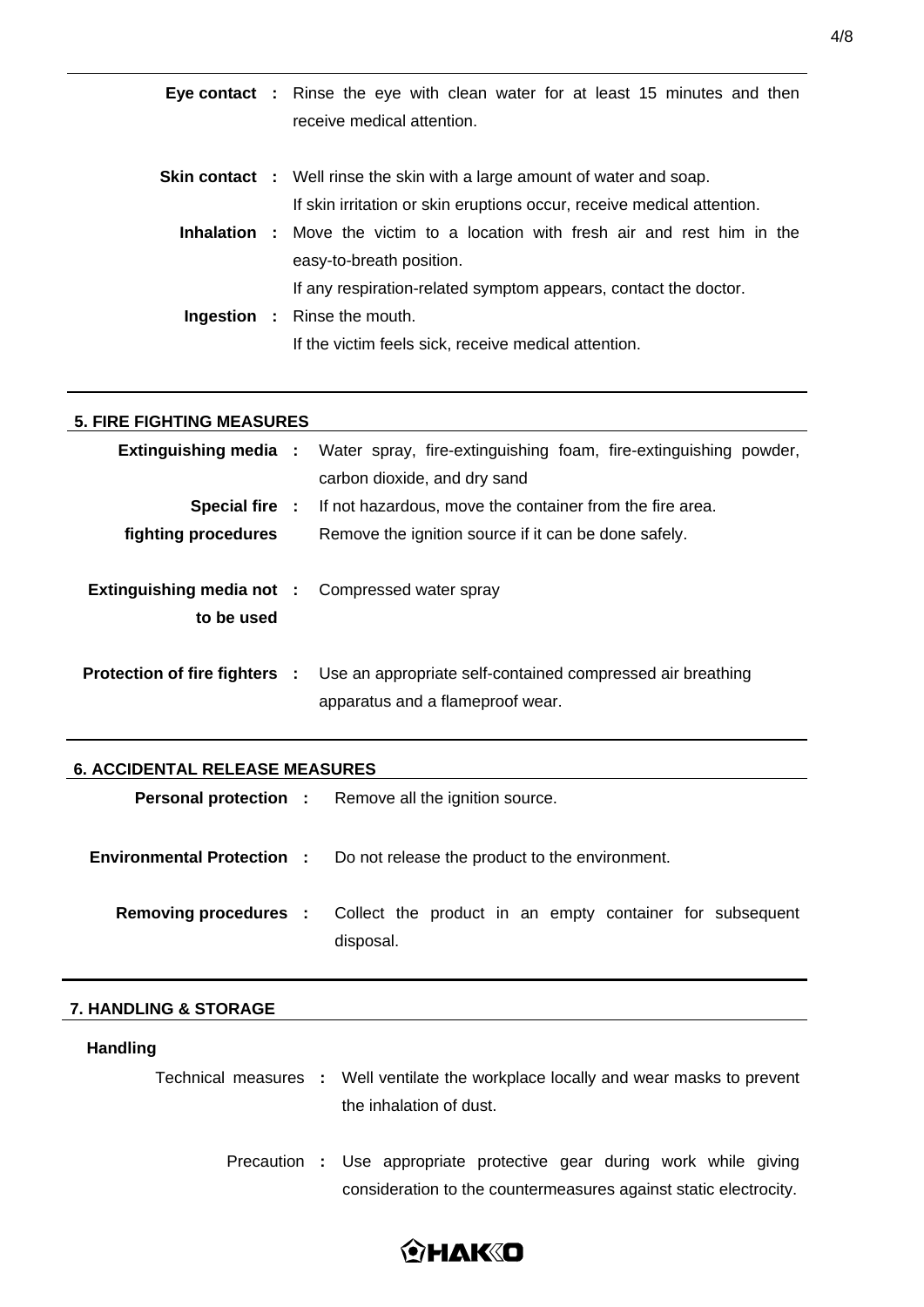**Eye contact :** Rinse the eye with clean water for at least 15 minutes and then receive medical attention.

**Skin contact :** Well rinse the skin with a large amount of water and soap. If skin irritation or skin eruptions occur, receive medical attention.

**Inhalation :** Move the victim to a location with fresh air and rest him in the easy-to-breath position. If any respiration-related symptom appears, contact the doctor.

**Ingestion :** Rinse the mouth. If the victim feels sick, receive medical attention.

## 5. FIRE FIGHTING MEASURES

**Extinguishing media :** Water spray, fire-extinguishing foam, fire-extinguishing powder, carbon dioxide, and dry sand

**Special fire fighting procedures :** If not hazardous, move the container from the fire area. Remove the ignition source if it can be done safely.

**Extinguishing media not to be used :** Compressed water spray

**Protection of fire fighters :** Use an appropriate self-contained compressed air breathing apparatus and a flameproof wear.

## 6. ACCIDENTAL RELEASE MEASURES

**Personal protection :** Remove all the ignition source.

**Environmental Protection :** Do not release the product to the environment.

**Removing procedures :** Collect the product in an empty container for subsequent disposal.

## 7. HANDLING & STORAGE

### Handling

Technical measures **:** Well ventilate the workplace locally and wear masks to prevent the inhalation of dust.

Precaution **:** Use appropriate protective gear during work while giving consideration to the countermeasures against static electrocity.

HAKKO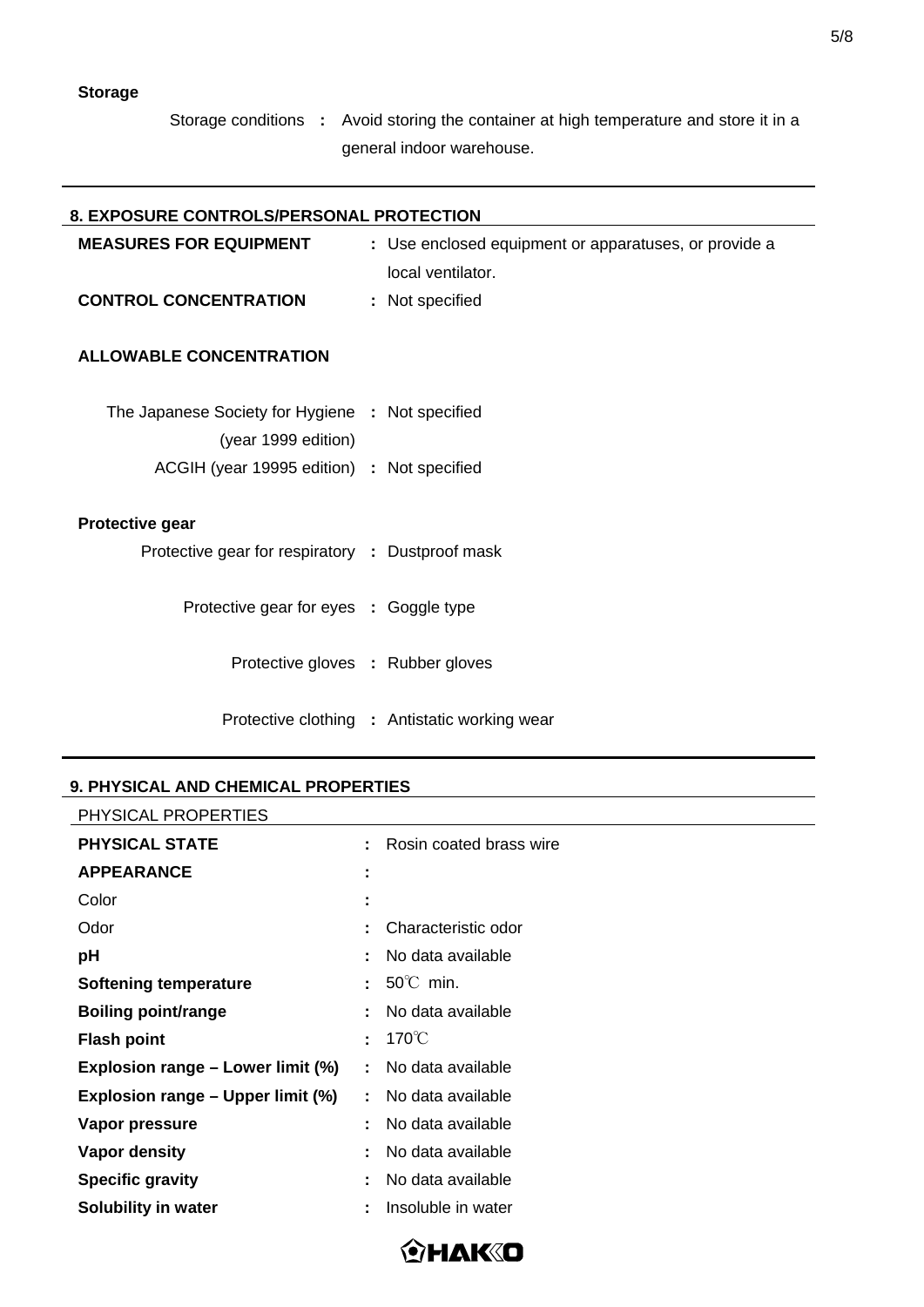**Storage**

Storage conditions **:** Avoid storing the container at high temperature and store it in a general indoor warehouse.

## 8. EXPOSURE CONTROLS/PERSONAL PROTECTION

**MEASURES FOR EQUIPMENT** **:** Use enclosed equipment or apparatuses, or provide a local ventilator.

**CONTROL CONCENTRATION** **:** Not specified

**ALLOWABLE CONCENTRATION**

The Japanese Society for Hygiene (year 1999 edition) **:** Not specified

ACGIH (year 19995 edition) **:** Not specified

**Protective gear**

Protective gear for respiratory **:** Dustproof mask

Protective gear for eyes **:** Goggle type

Protective gloves **:** Rubber gloves

Protective clothing **:** Antistatic working wear

## 9. PHYSICAL AND CHEMICAL PROPERTIES

PHYSICAL PROPERTIES

| | | |
|---|---|---|
| **PHYSICAL STATE** | : | Rosin coated brass wire |
| **APPEARANCE** | : | |
| Color | : | |
| Odor | : | Characteristic odor |
| **pH** | : | No data available |
| **Softening temperature** | : | 50℃ min. |
| **Boiling point/range** | : | No data available |
| **Flash point** | : | 170℃ |
| **Explosion range – Lower limit (%)** | : | No data available |
| **Explosion range – Upper limit (%)** | : | No data available |
| **Vapor pressure** | : | No data available |
| **Vapor density** | : | No data available |
| **Specific gravity** | : | No data available |
| **Solubility in water** | : | Insoluble in water |

HAKKO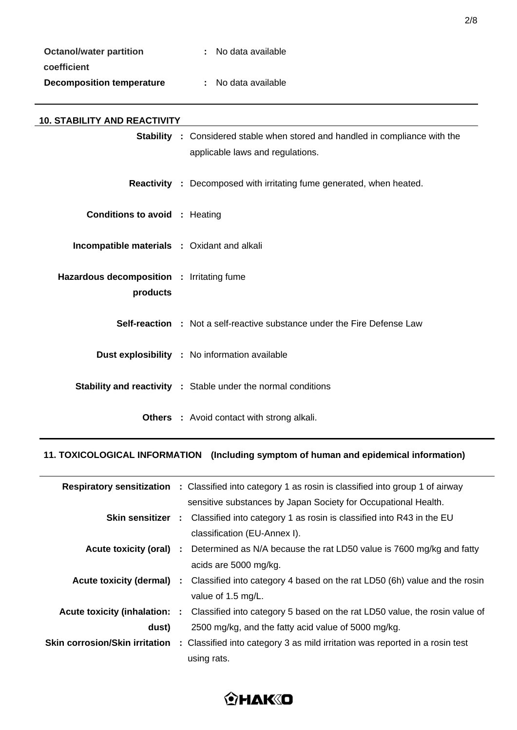| | | |
|---|---|---|
| **Octanol/water partition coefficient** | : | No data available |
| **Decomposition temperature** | : | No data available |

## 10. STABILITY AND REACTIVITY

| | | |
|---|---|---|
| **Stability** | : | Considered stable when stored and handled in compliance with the applicable laws and regulations. |
| **Reactivity** | : | Decomposed with irritating fume generated, when heated. |
| **Conditions to avoid** | : | Heating |
| **Incompatible materials** | : | Oxidant and alkali |
| **Hazardous decomposition products** | : | Irritating fume |
| **Self-reaction** | : | Not a self-reactive substance under the Fire Defense Law |
| **Dust explosibility** | : | No information available |
| **Stability and reactivity** | : | Stable under the normal conditions |
| **Others** | : | Avoid contact with strong alkali. |

## 11. TOXICOLOGICAL INFORMATION (Including symptom of human and epidemical information)

| | | |
|---|---|---|
| **Respiratory sensitization** | : | Classified into category 1 as rosin is classified into group 1 of airway sensitive substances by Japan Society for Occupational Health. |
| **Skin sensitizer** | : | Classified into category 1 as rosin is classified into R43 in the EU classification (EU-Annex I). |
| **Acute toxicity (oral)** | : | Determined as N/A because the rat LD50 value is 7600 mg/kg and fatty acids are 5000 mg/kg. |
| **Acute toxicity (dermal)** | : | Classified into category 4 based on the rat LD50 (6h) value and the rosin value of 1.5 mg/L. |
| **Acute toxicity (inhalation: dust)** | : | Classified into category 5 based on the rat LD50 value, the rosin value of 2500 mg/kg, and the fatty acid value of 5000 mg/kg. |
| **Skin corrosion/Skin irritation** | : | Classified into category 3 as mild irritation was reported in a rosin test using rats. |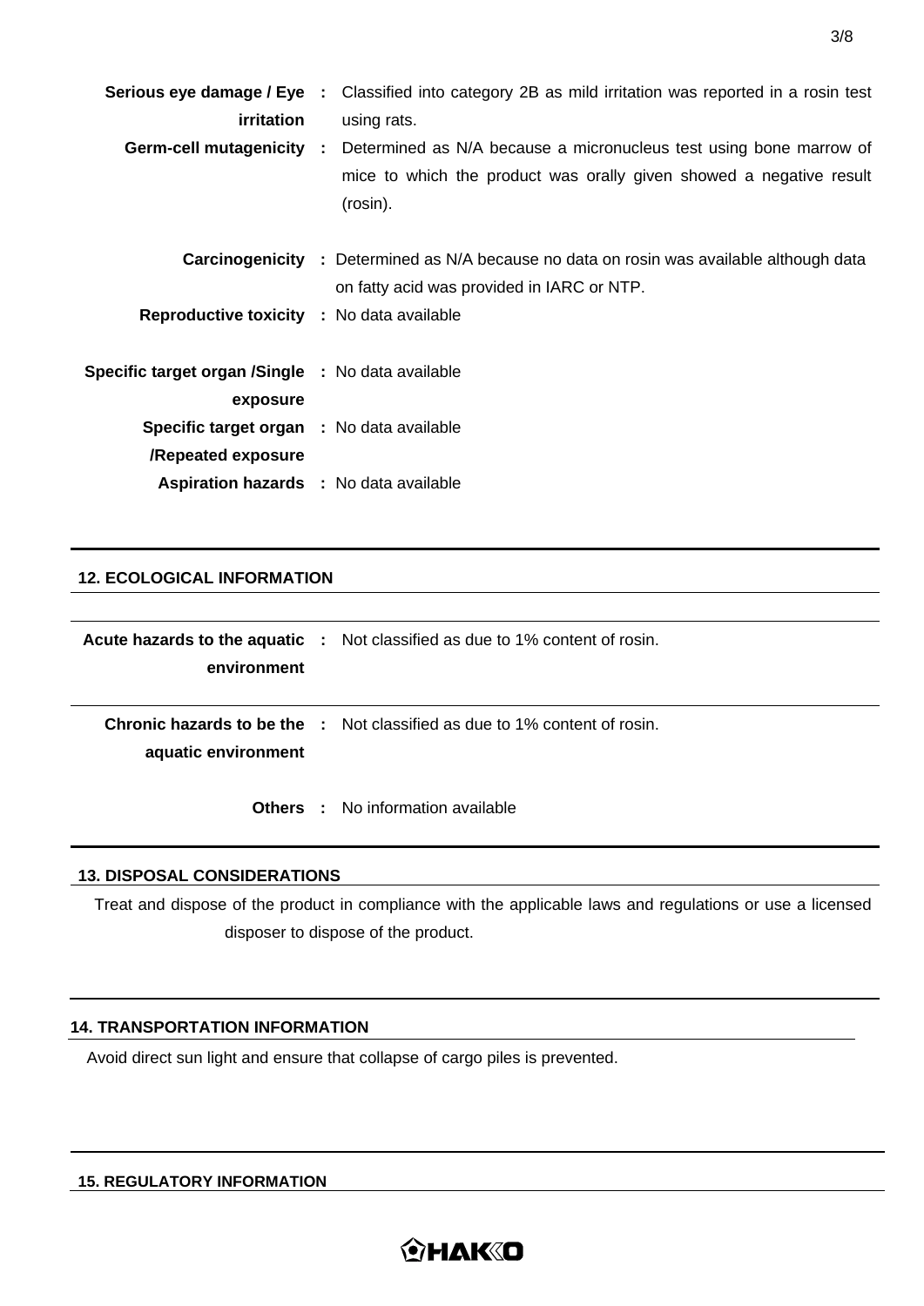**Serious eye damage / Eye irritation** : Classified into category 2B as mild irritation was reported in a rosin test using rats.

**Germ-cell mutagenicity** : Determined as N/A because a micronucleus test using bone marrow of mice to which the product was orally given showed a negative result (rosin).

**Carcinogenicity** : Determined as N/A because no data on rosin was available although data on fatty acid was provided in IARC or NTP.

**Reproductive toxicity** : No data available

**Specific target organ /Single exposure** : No data available

**Specific target organ /Repeated exposure** : No data available

**Aspiration hazards** : No data available

## 12. ECOLOGICAL INFORMATION

**Acute hazards to the aquatic environment** : Not classified as due to 1% content of rosin.

**Chronic hazards to be the aquatic environment** : Not classified as due to 1% content of rosin.

**Others** : No information available

## 13. DISPOSAL CONSIDERATIONS

Treat and dispose of the product in compliance with the applicable laws and regulations or use a licensed disposer to dispose of the product.

## 14. TRANSPORTATION INFORMATION

Avoid direct sun light and ensure that collapse of cargo piles is prevented.

## 15. REGULATORY INFORMATION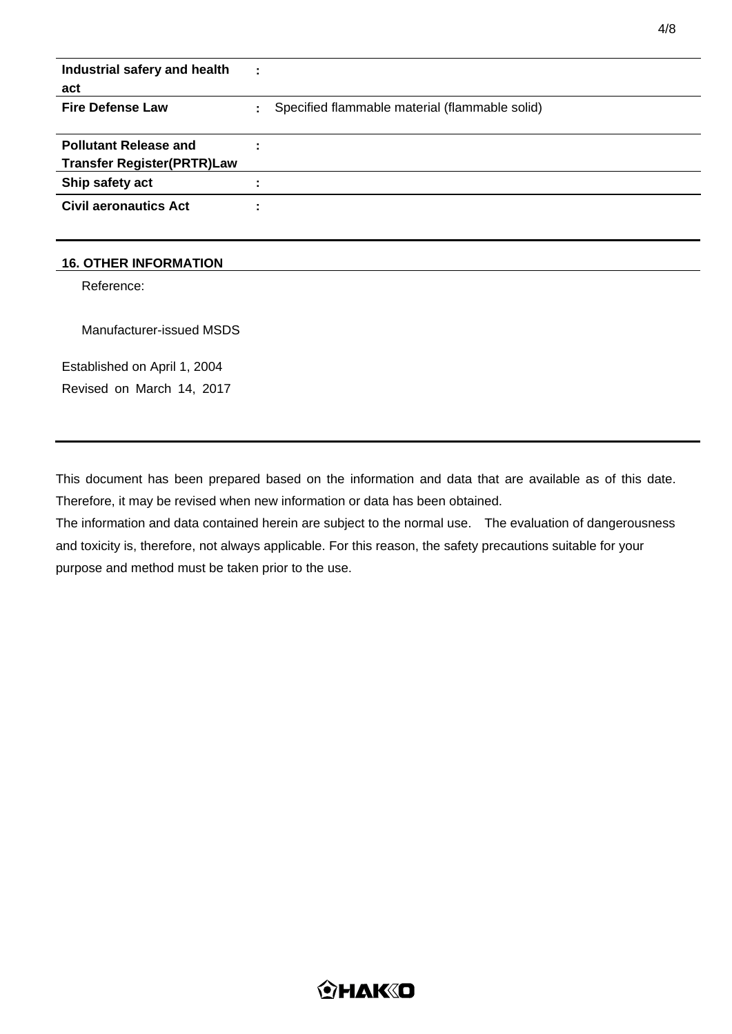| | | |
|---|---|---|
| **Industrial safery and health act** | : | |
| **Fire Defense Law** | : | Specified flammable material (flammable solid) |
| **Pollutant Release and Transfer Register(PRTR)Law** | : | |
| **Ship safety act** | : | |
| **Civil aeronautics Act** | : | |

## 16. OTHER INFORMATION

Reference:

Manufacturer-issued MSDS

Established on April 1, 2004

Revised on March 14, 2017

This document has been prepared based on the information and data that are available as of this date. Therefore, it may be revised when new information or data has been obtained.

The information and data contained herein are subject to the normal use. The evaluation of dangerousness and toxicity is, therefore, not always applicable. For this reason, the safety precautions suitable for your purpose and method must be taken prior to the use.

HAKKO